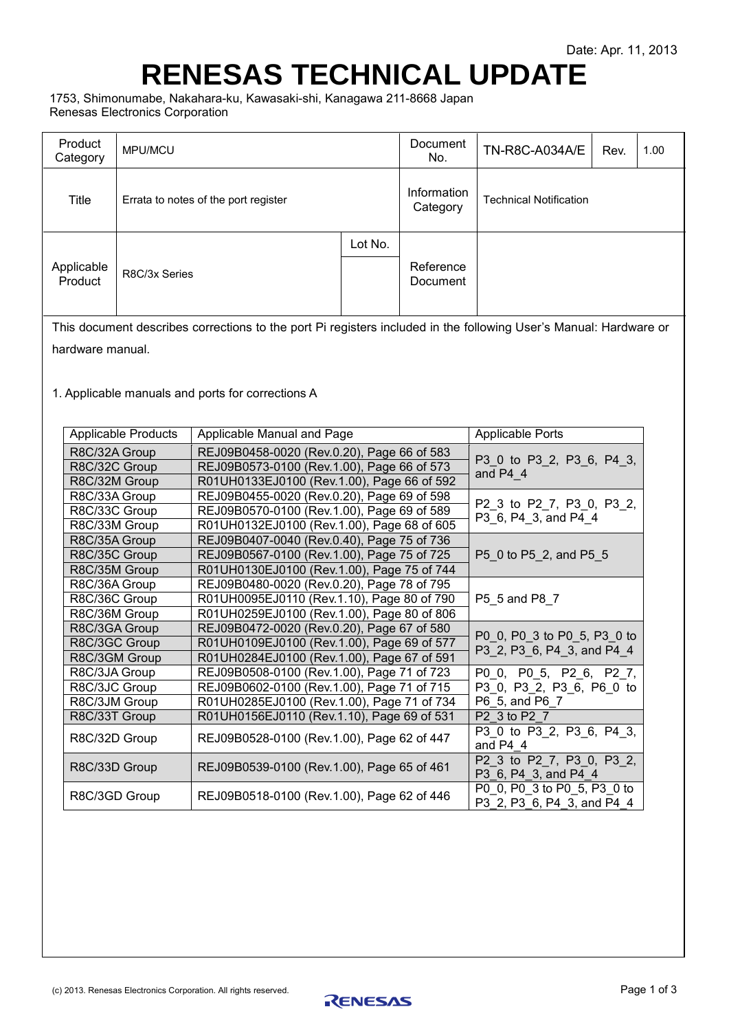Date: Apr. 11, 2013

# RENESAS TECHNICAL UPDATE

1753, Shimonumabe, Nakahara-ku, Kawasaki-shi, Kanagawa 211-8668 Japan
Renesas Electronics Corporation

| Product Category | MPU/MCU | | Document No. | TN-R8C-A034A/E | Rev. | 1.00 |
|---|---|---|---|---|---|---|
| Title | Errata to notes of the port register | | Information Category | Technical Notification | | |
| Applicable Product | R8C/3x Series | Lot No. | Reference Document | | | |

This document describes corrections to the port Pi registers included in the following User's Manual: Hardware or hardware manual.

1. Applicable manuals and ports for corrections A

| Applicable Products | Applicable Manual and Page | Applicable Ports |
|---|---|---|
| R8C/32A Group | REJ09B0458-0020 (Rev.0.20), Page 66 of 583 | P3_0 to P3_2, P3_6, P4_3, and P4_4 |
| R8C/32C Group | REJ09B0573-0100 (Rev.1.00), Page 66 of 573 | |
| R8C/32M Group | R01UH0133EJ0100 (Rev.1.00), Page 66 of 592 | |
| R8C/33A Group | REJ09B0455-0020 (Rev.0.20), Page 69 of 598 | P2_3 to P2_7, P3_0, P3_2, P3_6, P4_3, and P4_4 |
| R8C/33C Group | REJ09B0570-0100 (Rev.1.00), Page 69 of 589 | |
| R8C/33M Group | R01UH0132EJ0100 (Rev.1.00), Page 68 of 605 | |
| R8C/35A Group | REJ09B0407-0040 (Rev.0.40), Page 75 of 736 | P5_0 to P5_2, and P5_5 |
| R8C/35C Group | REJ09B0567-0100 (Rev.1.00), Page 75 of 725 | |
| R8C/35M Group | R01UH0130EJ0100 (Rev.1.00), Page 75 of 744 | |
| R8C/36A Group | REJ09B0480-0020 (Rev.0.20), Page 78 of 795 | P5_5 and P8_7 |
| R8C/36C Group | R01UH0095EJ0110 (Rev.1.10), Page 80 of 790 | |
| R8C/36M Group | R01UH0259EJ0100 (Rev.1.00), Page 80 of 806 | |
| R8C/3GA Group | REJ09B0472-0020 (Rev.0.20), Page 67 of 580 | P0_0, P0_3 to P0_5, P3_0 to P3_2, P3_6, P4_3, and P4_4 |
| R8C/3GC Group | R01UH0109EJ0100 (Rev.1.00), Page 69 of 577 | |
| R8C/3GM Group | R01UH0284EJ0100 (Rev.1.00), Page 67 of 591 | |
| R8C/3JA Group | REJ09B0508-0100 (Rev.1.00), Page 71 of 723 | P0_0, P0_5, P2_6, P2_7, P3_0, P3_2, P3_6, P6_0 to P6_5, and P6_7 |
| R8C/3JC Group | REJ09B0602-0100 (Rev.1.00), Page 71 of 715 | |
| R8C/3JM Group | R01UH0285EJ0100 (Rev.1.00), Page 71 of 734 | |
| R8C/33T Group | R01UH0156EJ0110 (Rev.1.10), Page 69 of 531 | P2_3 to P2_7 |
| R8C/32D Group | REJ09B0528-0100 (Rev.1.00), Page 62 of 447 | P3_0 to P3_2, P3_6, P4_3, and P4_4 |
| R8C/33D Group | REJ09B0539-0100 (Rev.1.00), Page 65 of 461 | P2_3 to P2_7, P3_0, P3_2, P3_6, P4_3, and P4_4 |
| R8C/3GD Group | REJ09B0518-0100 (Rev.1.00), Page 62 of 446 | P0_0, P0_3 to P0_5, P3_0 to P3_2, P3_6, P4_3, and P4_4 |

(c) 2013. Renesas Electronics Corporation. All rights reserved.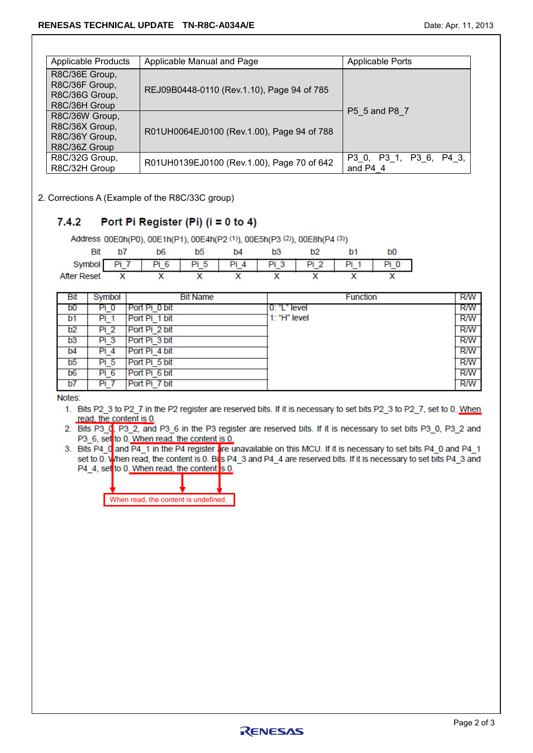| Applicable Products | Applicable Manual and Page | Applicable Ports |
|---|---|---|
| R8C/36E Group, R8C/36F Group, R8C/36G Group, R8C/36H Group | REJ09B0448-0110 (Rev.1.10), Page 94 of 785 | P5_5 and P8_7 |
| R8C/36W Group, R8C/36X Group, R8C/36Y Group, R8C/36Z Group | R01UH0064EJ0100 (Rev.1.00), Page 94 of 788 | |
| R8C/32G Group, R8C/32H Group | R01UH0139EJ0100 (Rev.1.00), Page 70 of 642 | P3_0, P3_1, P3_6, P4_3, and P4_4 |

2. Corrections A (Example of the R8C/33C group)

### 7.4.2 Port Pi Register (Pi) (i = 0 to 4)

Address 00E0h(P0), 00E1h(P1), 00E4h(P2 (1)), 00E5h(P3 (2)), 00E8h(P4 (3))

| Bit | b7 | b6 | b5 | b4 | b3 | b2 | b1 | b0 |
|---|---|---|---|---|---|---|---|---|
| Symbol | Pi_7 | Pi_6 | Pi_5 | Pi_4 | Pi_3 | Pi_2 | Pi_1 | Pi_0 |
| After Reset | X | X | X | X | X | X | X | X |

| Bit | Symbol | Bit Name | Function | R/W |
|---|---|---|---|---|
| b0 | Pi_0 | Port Pi_0 bit | 0: "L" level<br>1: "H" level | R/W |
| b1 | Pi_1 | Port Pi_1 bit | | R/W |
| b2 | Pi_2 | Port Pi_2 bit | | R/W |
| b3 | Pi_3 | Port Pi_3 bit | | R/W |
| b4 | Pi_4 | Port Pi_4 bit | | R/W |
| b5 | Pi_5 | Port Pi_5 bit | | R/W |
| b6 | Pi_6 | Port Pi_6 bit | | R/W |
| b7 | Pi_7 | Port Pi_7 bit | | R/W |

Notes:

1. Bits P2_3 to P2_7 in the P2 register are reserved bits. If it is necessary to set bits P2_3 to P2_7, set to 0. When read, the content is 0.
2. Bits P3_0, P3_2, and P3_6 in the P3 register are reserved bits. If it is necessary to set bits P3_0, P3_2 and P3_6, set to 0. When read, the content is 0.
3. Bits P4_0 and P4_1 in the P4 register are unavailable on this MCU. If it is necessary to set bits P4_0 and P4_1 set to 0. When read, the content is 0. Bits P4_3 and P4_4 are reserved bits. If it is necessary to set bits P4_3 and P4_4, set to 0. When read, the content is 0.

When read, the content is undefined.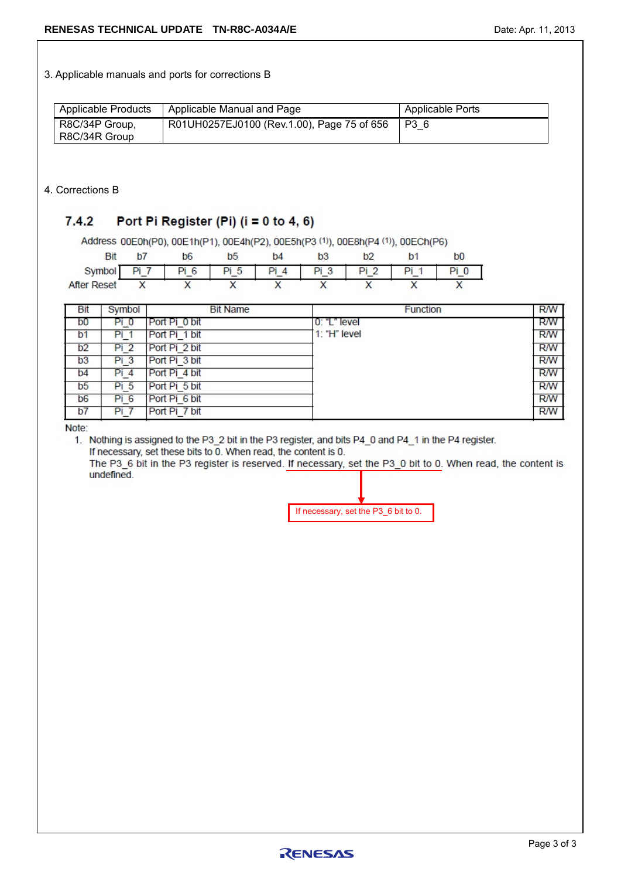3. Applicable manuals and ports for corrections B

| Applicable Products | Applicable Manual and Page | Applicable Ports |
|---|---|---|
| R8C/34P Group, R8C/34R Group | R01UH0257EJ0100 (Rev.1.00), Page 75 of 656 | P3_6 |

4. Corrections B

### 7.4.2 Port Pi Register (Pi) (i = 0 to 4, 6)

Address 00E0h(P0), 00E1h(P1), 00E4h(P2), 00E5h(P3 (1)), 00E8h(P4 (1)), 00ECh(P6)

| Bit | b7 | b6 | b5 | b4 | b3 | b2 | b1 | b0 |
|---|---|---|---|---|---|---|---|---|
| Symbol | Pi_7 | Pi_6 | Pi_5 | Pi_4 | Pi_3 | Pi_2 | Pi_1 | Pi_0 |
| After Reset | X | X | X | X | X | X | X | X |

| Bit | Symbol | Bit Name | Function | R/W |
|---|---|---|---|---|
| b0 | Pi_0 | Port Pi_0 bit | 0: “L” level<br>1: “H” level | R/W |
| b1 | Pi_1 | Port Pi_1 bit | | R/W |
| b2 | Pi_2 | Port Pi_2 bit | | R/W |
| b3 | Pi_3 | Port Pi_3 bit | | R/W |
| b4 | Pi_4 | Port Pi_4 bit | | R/W |
| b5 | Pi_5 | Port Pi_5 bit | | R/W |
| b6 | Pi_6 | Port Pi_6 bit | | R/W |
| b7 | Pi_7 | Port Pi_7 bit | | R/W |

Note:

1. Nothing is assigned to the P3_2 bit in the P3 register, and bits P4_0 and P4_1 in the P4 register. If necessary, set these bits to 0. When read, the content is 0. The P3_6 bit in the P3 register is reserved. If necessary, set the P3_0 bit to 0. When read, the content is undefined.

If necessary, set the P3_6 bit to 0.